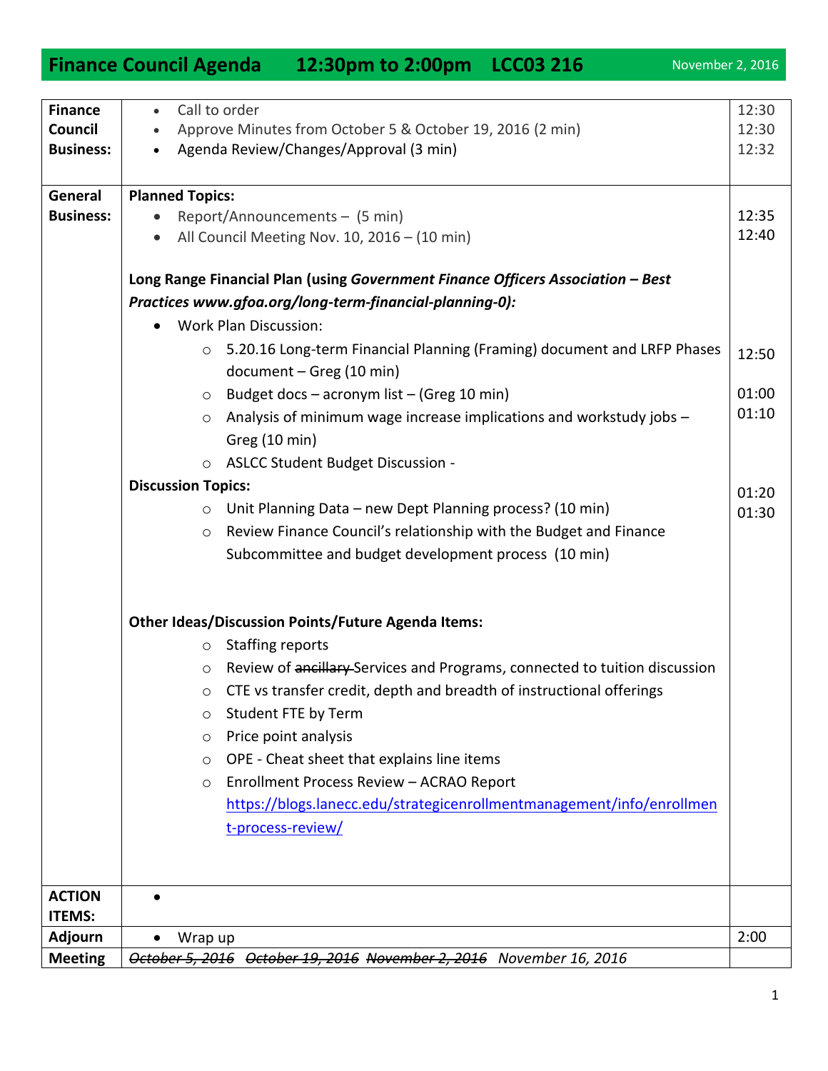# Finance Council Agenda 12:30pm to 2:00pm LCC03 216

November 2, 2016

| | | |
|---|---|---|
| **Finance Council Business:** | • Call to order<br>• Approve Minutes from October 5 & October 19, 2016 (2 min)<br>• Agenda Review/Changes/Approval (3 min) | 12:30<br>12:30<br>12:32 |
| **General Business:** | **Planned Topics:**<br>• Report/Announcements – (5 min)<br>• All Council Meeting Nov. 10, 2016 – (10 min)<br><br>**Long Range Financial Plan (using *Government Finance Officers Association – Best Practices www.gfoa.org/long-term-financial-planning-0*):**<br>• Work Plan Discussion:<br>  ○ 5.20.16 Long-term Financial Planning (Framing) document and LRFP Phases document – Greg (10 min)<br>  ○ Budget docs – acronym list – (Greg 10 min)<br>  ○ Analysis of minimum wage increase implications and workstudy jobs – Greg (10 min)<br>  ○ ASLCC Student Budget Discussion -<br>**Discussion Topics:**<br>  ○ Unit Planning Data – new Dept Planning process? (10 min)<br>  ○ Review Finance Council's relationship with the Budget and Finance Subcommittee and budget development process (10 min)<br><br>**Other Ideas/Discussion Points/Future Agenda Items:**<br>  ○ Staffing reports<br>  ○ Review of ~~ancillary~~ Services and Programs, connected to tuition discussion<br>  ○ CTE vs transfer credit, depth and breadth of instructional offerings<br>  ○ Student FTE by Term<br>  ○ Price point analysis<br>  ○ OPE - Cheat sheet that explains line items<br>  ○ Enrollment Process Review – ACRAO Report [https://blogs.lanecc.edu/strategicenrollmentmanagement/info/enrollment-process-review/](https://blogs.lanecc.edu/strategicenrollmentmanagement/info/enrollment-process-review/) | <br>12:35<br>12:40<br><br><br><br>12:50<br><br>01:00<br>01:10<br><br><br>01:20<br>01:30 |
| **ACTION ITEMS:** | • | |
| **Adjourn** | • Wrap up | 2:00 |
| **Meeting** | *~~October 5, 2016~~ ~~October 19, 2016~~ ~~November 2, 2016~~ November 16, 2016* | |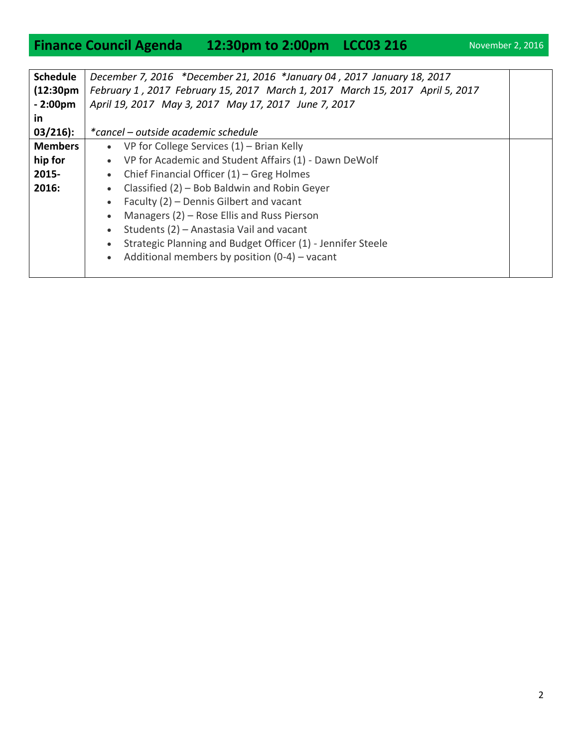**Finance Council Agenda 12:30pm to 2:00pm LCC03 216** November 2, 2016

| | | |
|---|---|---|
| **Schedule (12:30pm - 2:00pm in 03/216):** | *December 7, 2016 \*December 21, 2016 \*January 04 , 2017 January 18, 2017 February 1 , 2017 February 15, 2017 March 1, 2017 March 15, 2017 April 5, 2017 April 19, 2017 May 3, 2017 May 17, 2017 June 7, 2017*<br><br>*\*cancel – outside academic schedule* | |
| **Membership for 2015-2016:** | • VP for College Services (1) – Brian Kelly<br>• VP for Academic and Student Affairs (1) - Dawn DeWolf<br>• Chief Financial Officer (1) – Greg Holmes<br>• Classified (2) – Bob Baldwin and Robin Geyer<br>• Faculty (2) – Dennis Gilbert and vacant<br>• Managers (2) – Rose Ellis and Russ Pierson<br>• Students (2) – Anastasia Vail and vacant<br>• Strategic Planning and Budget Officer (1) - Jennifer Steele<br>• Additional members by position (0-4) – vacant | |